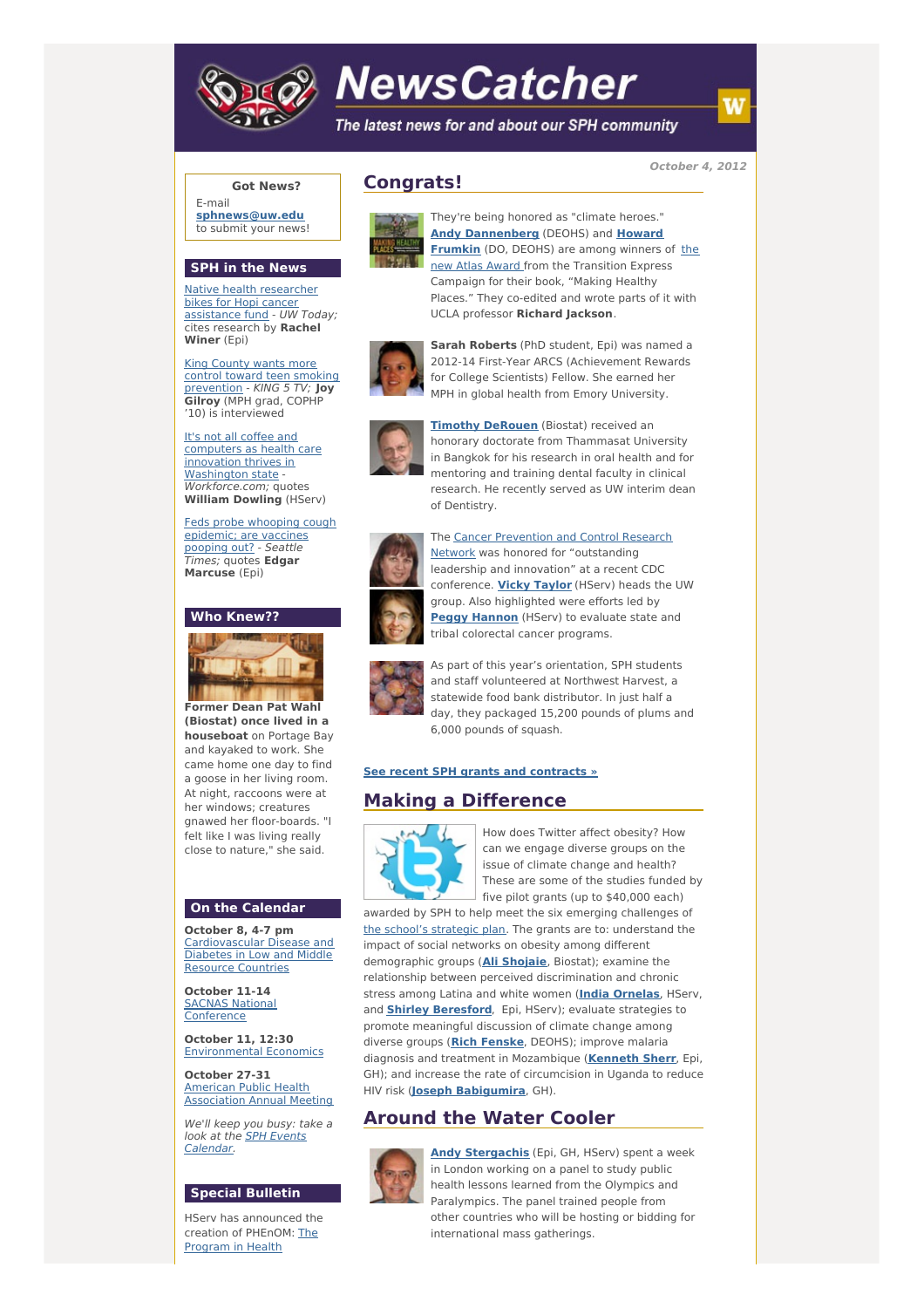# NewsCatcher

*The latest news for and about our SPH community*

*October 4, 2012*

**Got News?**

E-mail **sphnews@uw.edu** to submit your news!

## SPH in the News

Native health researcher bikes for Hopi cancer assistance fund - *UW Today;* cites research by **Rachel Winer** (Epi)

King County wants more control toward teen smoking prevention - *KING 5 TV;* **Joy Gilroy** (MPH grad, COPHP '10) is interviewed

It's not all coffee and computers as health care innovation thrives in Washington state - *Workforce.com;* quotes **William Dowling** (HServ)

Feds probe whooping cough epidemic; are vaccines pooping out? - *Seattle Times;* quotes **Edgar Marcuse** (Epi)

## Who Knew??

**Former Dean Pat Wahl (Biostat) once lived in a houseboat** on Portage Bay and kayaked to work. She came home one day to find a goose in her living room. At night, raccoons were at her windows; creatures gnawed her floor-boards. "I felt like I was living really close to nature," she said.

## On the Calendar

**October 8, 4-7 pm**
Cardiovascular Disease and Diabetes in Low and Middle Resource Countries

**October 11-14**
SACNAS National Conference

**October 11, 12:30**
Environmental Economics

**October 27-31**
American Public Health Association Annual Meeting

*We'll keep you busy: take a look at the SPH Events Calendar.*

## Special Bulletin

HServ has announced the creation of PHEnOM: The Program in Health

## Congrats!

They're being honored as "climate heroes." **Andy Dannenberg** (DEOHS) and **Howard Frumkin** (DO, DEOHS) are among winners of the new Atlas Award from the Transition Express Campaign for their book, "Making Healthy Places." They co-edited and wrote parts of it with UCLA professor **Richard Jackson**.

**Sarah Roberts** (PhD student, Epi) was named a 2012-14 First-Year ARCS (Achievement Rewards for College Scientists) Fellow. She earned her MPH in global health from Emory University.

**Timothy DeRouen** (Biostat) received an honorary doctorate from Thammasat University in Bangkok for his research in oral health and for mentoring and training dental faculty in clinical research. He recently served as UW interim dean of Dentistry.

The Cancer Prevention and Control Research Network was honored for "outstanding leadership and innovation" at a recent CDC conference. **Vicky Taylor** (HServ) heads the UW group. Also highlighted were efforts led by **Peggy Hannon** (HServ) to evaluate state and tribal colorectal cancer programs.

As part of this year's orientation, SPH students and staff volunteered at Northwest Harvest, a statewide food bank distributor. In just half a day, they packaged 15,200 pounds of plums and 6,000 pounds of squash.

**See recent SPH grants and contracts »**

## Making a Difference

How does Twitter affect obesity? How can we engage diverse groups on the issue of climate change and health? These are some of the studies funded by five pilot grants (up to $40,000 each) awarded by SPH to help meet the six emerging challenges of the school's strategic plan. The grants are to: understand the impact of social networks on obesity among different demographic groups (**Ali Shojaie**, Biostat); examine the relationship between perceived discrimination and chronic stress among Latina and white women (**India Ornelas**, HServ, and **Shirley Beresford**, Epi, HServ); evaluate strategies to promote meaningful discussion of climate change among diverse groups (**Rich Fenske**, DEOHS); improve malaria diagnosis and treatment in Mozambique (**Kenneth Sherr**, Epi, GH); and increase the rate of circumcision in Uganda to reduce HIV risk (**Joseph Babigumira**, GH).

## Around the Water Cooler

**Andy Stergachis** (Epi, GH, HServ) spent a week in London working on a panel to study public health lessons learned from the Olympics and Paralympics. The panel trained people from other countries who will be hosting or bidding for international mass gatherings.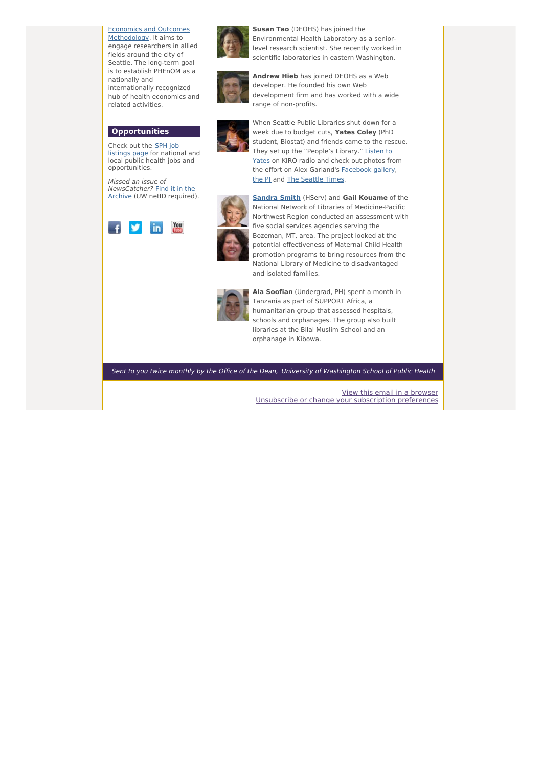Economics and Outcomes Methodology. It aims to engage researchers in allied fields around the city of Seattle. The long-term goal is to establish PHEnOM as a nationally and internationally recognized hub of health economics and related activities.

## Opportunities

Check out the SPH job listings page for national and local public health jobs and opportunities.

*Missed an issue of NewsCatcher?* Find it in the Archive (UW netID required).

**Susan Tao** (DEOHS) has joined the Environmental Health Laboratory as a senior-level research scientist. She recently worked in scientific laboratories in eastern Washington.

**Andrew Hieb** has joined DEOHS as a Web developer. He founded his own Web development firm and has worked with a wide range of non-profits.

When Seattle Public Libraries shut down for a week due to budget cuts, **Yates Coley** (PhD student, Biostat) and friends came to the rescue. They set up the "People's Library." Listen to Yates on KIRO radio and check out photos from the effort on Alex Garland's Facebook gallery, the PI and The Seattle Times.

**Sandra Smith** (HServ) and **Gail Kouame** of the National Network of Libraries of Medicine-Pacific Northwest Region conducted an assessment with five social services agencies serving the Bozeman, MT, area. The project looked at the potential effectiveness of Maternal Child Health promotion programs to bring resources from the National Library of Medicine to disadvantaged and isolated families.

**Ala Soofian** (Undergrad, PH) spent a month in Tanzania as part of SUPPORT Africa, a humanitarian group that assessed hospitals, schools and orphanages. The group also built libraries at the Bilal Muslim School and an orphanage in Kibowa.

*Sent to you twice monthly by the Office of the Dean, University of Washington School of Public Health*

View this email in a browser
Unsubscribe or change your subscription preferences